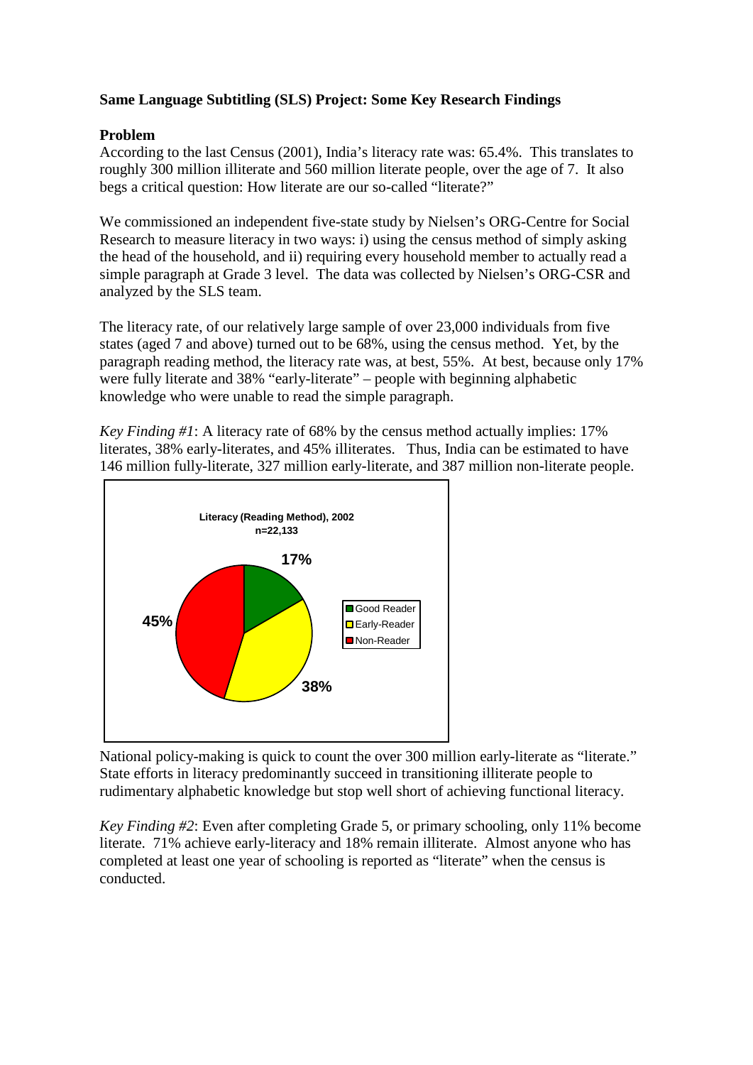# Same Language Subtitling (SLS) Project: Some Key Research Findings

## Problem

According to the last Census (2001), India's literacy rate was: 65.4%. This translates to roughly 300 million illiterate and 560 million literate people, over the age of 7. It also begs a critical question: How literate are our so-called "literate?"

We commissioned an independent five-state study by Nielsen's ORG-Centre for Social Research to measure literacy in two ways: i) using the census method of simply asking the head of the household, and ii) requiring every household member to actually read a simple paragraph at Grade 3 level. The data was collected by Nielsen's ORG-CSR and analyzed by the SLS team.

The literacy rate, of our relatively large sample of over 23,000 individuals from five states (aged 7 and above) turned out to be 68%, using the census method. Yet, by the paragraph reading method, the literacy rate was, at best, 55%. At best, because only 17% were fully literate and 38% "early-literate" – people with beginning alphabetic knowledge who were unable to read the simple paragraph.

*Key Finding #1*: A literacy rate of 68% by the census method actually implies: 17% literates, 38% early-literates, and 45% illiterates. Thus, India can be estimated to have 146 million fully-literate, 327 million early-literate, and 387 million non-literate people.

**Literacy (Reading Method), 2002**
**n=22,133**

| Category | Percentage |
|---|---|
| Good Reader | 17% |
| Early-Reader | 38% |
| Non-Reader | 45% |

National policy-making is quick to count the over 300 million early-literate as "literate." State efforts in literacy predominantly succeed in transitioning illiterate people to rudimentary alphabetic knowledge but stop well short of achieving functional literacy.

*Key Finding #2*: Even after completing Grade 5, or primary schooling, only 11% become literate. 71% achieve early-literacy and 18% remain illiterate. Almost anyone who has completed at least one year of schooling is reported as "literate" when the census is conducted.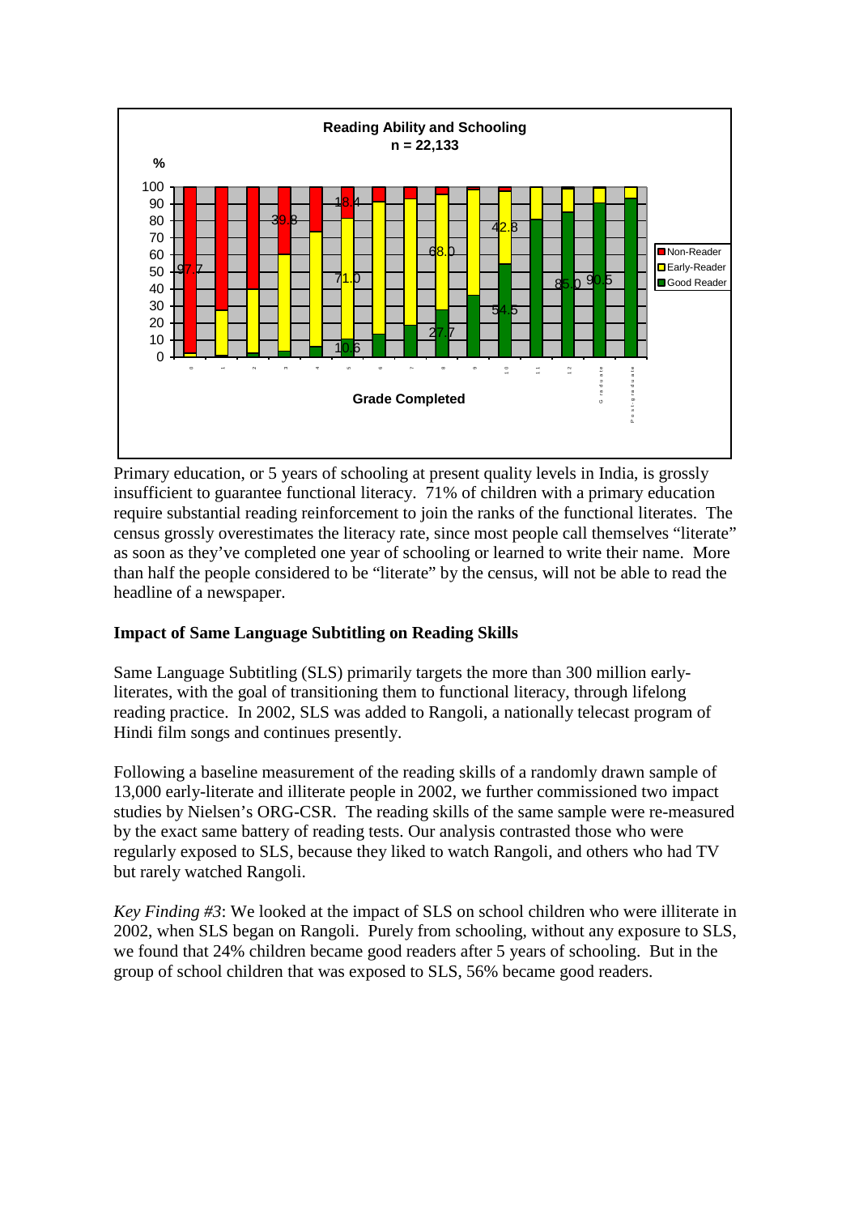Primary education, or 5 years of schooling at present quality levels in India, is grossly insufficient to guarantee functional literacy. 71% of children with a primary education require substantial reading reinforcement to join the ranks of the functional literates. The census grossly overestimates the literacy rate, since most people call themselves "literate" as soon as they've completed one year of schooling or learned to write their name. More than half the people considered to be "literate" by the census, will not be able to read the headline of a newspaper.

**Impact of Same Language Subtitling on Reading Skills**

Same Language Subtitling (SLS) primarily targets the more than 300 million early-literates, with the goal of transitioning them to functional literacy, through lifelong reading practice. In 2002, SLS was added to Rangoli, a nationally telecast program of Hindi film songs and continues presently.

Following a baseline measurement of the reading skills of a randomly drawn sample of 13,000 early-literate and illiterate people in 2002, we further commissioned two impact studies by Nielsen's ORG-CSR. The reading skills of the same sample were re-measured by the exact same battery of reading tests. Our analysis contrasted those who were regularly exposed to SLS, because they liked to watch Rangoli, and others who had TV but rarely watched Rangoli.

*Key Finding #3*: We looked at the impact of SLS on school children who were illiterate in 2002, when SLS began on Rangoli. Purely from schooling, without any exposure to SLS, we found that 24% children became good readers after 5 years of schooling. But in the group of school children that was exposed to SLS, 56% became good readers.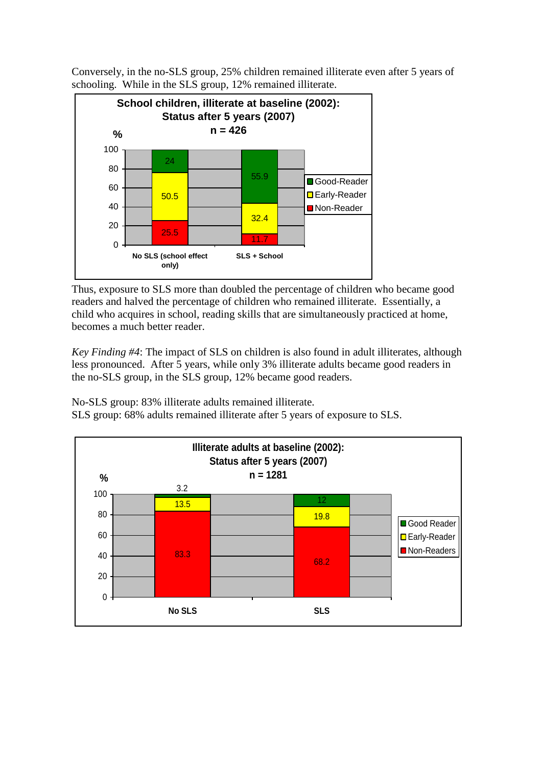Conversely, in the no-SLS group, 25% children remained illiterate even after 5 years of schooling. While in the SLS group, 12% remained illiterate.

**School children, illiterate at baseline (2002): Status after 5 years (2007)**
**n = 426**

| % | No SLS (school effect only) | SLS + School |
|---|---|---|
| Good-Reader | 24 | 55.9 |
| Early-Reader | 50.5 | 32.4 |
| Non-Reader | 25.5 | 11.7 |

Thus, exposure to SLS more than doubled the percentage of children who became good readers and halved the percentage of children who remained illiterate. Essentially, a child who acquires in school, reading skills that are simultaneously practiced at home, becomes a much better reader.

*Key Finding #4*: The impact of SLS on children is also found in adult illiterates, although less pronounced. After 5 years, while only 3% illiterate adults became good readers in the no-SLS group, in the SLS group, 12% became good readers.

No-SLS group: 83% illiterate adults remained illiterate.
SLS group: 68% adults remained illiterate after 5 years of exposure to SLS.

**Illiterate adults at baseline (2002): Status after 5 years (2007)**
**n = 1281**

| % | No SLS | SLS |
|---|---|---|
| Good Reader | 3.2 | 12 |
| Early-Reader | 13.5 | 19.8 |
| Non-Readers | 83.3 | 68.2 |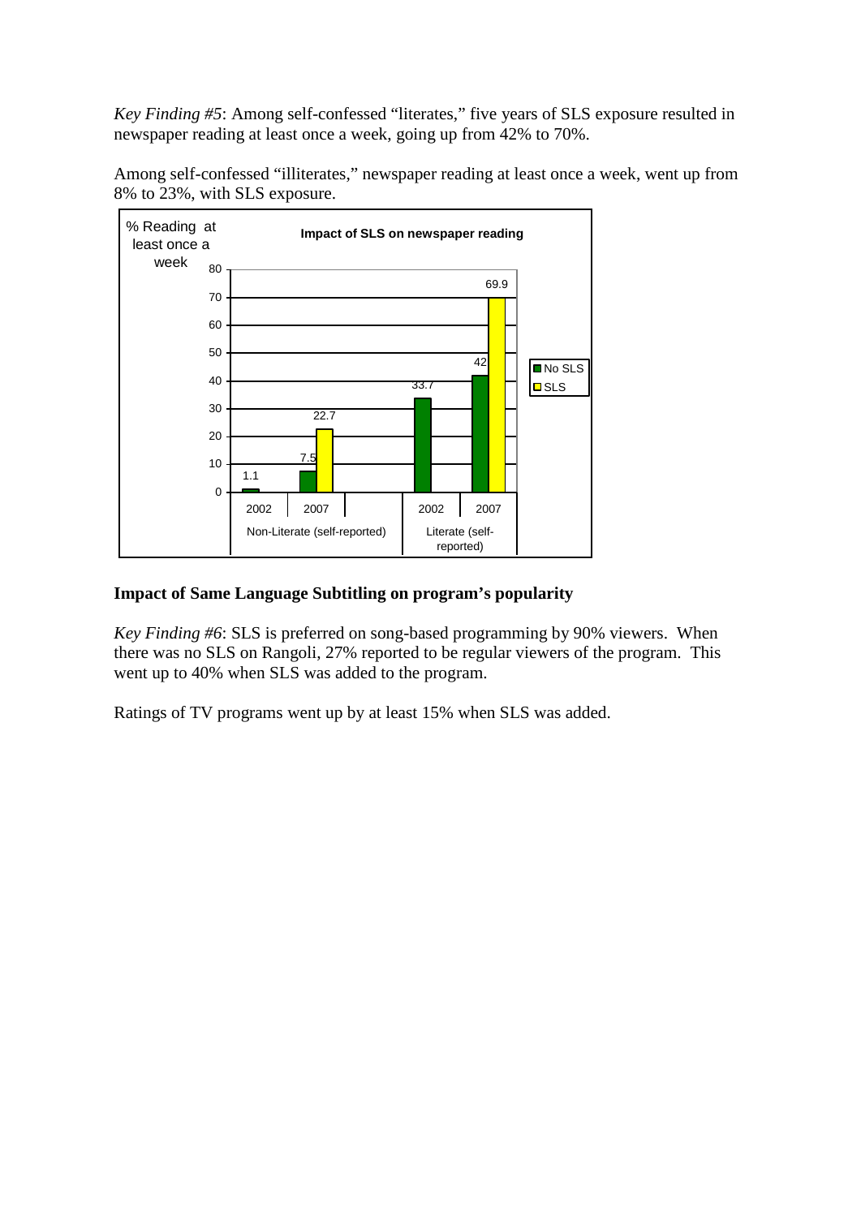*Key Finding #5*: Among self-confessed “literates,” five years of SLS exposure resulted in newspaper reading at least once a week, going up from 42% to 70%.

Among self-confessed “illiterates,” newspaper reading at least once a week, went up from 8% to 23%, with SLS exposure.

Impact of SLS on newspaper reading

% Reading at least once a week

80
70
60
50
40
30
20
10
0

1.1
7.5
22.7
33.7
42
69.9

2002
2007
2002
2007

Non-Literate (self-reported)
Literate (self-reported)

No SLS
SLS

**Impact of Same Language Subtitling on program’s popularity**

*Key Finding #6*: SLS is preferred on song-based programming by 90% viewers. When there was no SLS on Rangoli, 27% reported to be regular viewers of the program. This went up to 40% when SLS was added to the program.

Ratings of TV programs went up by at least 15% when SLS was added.